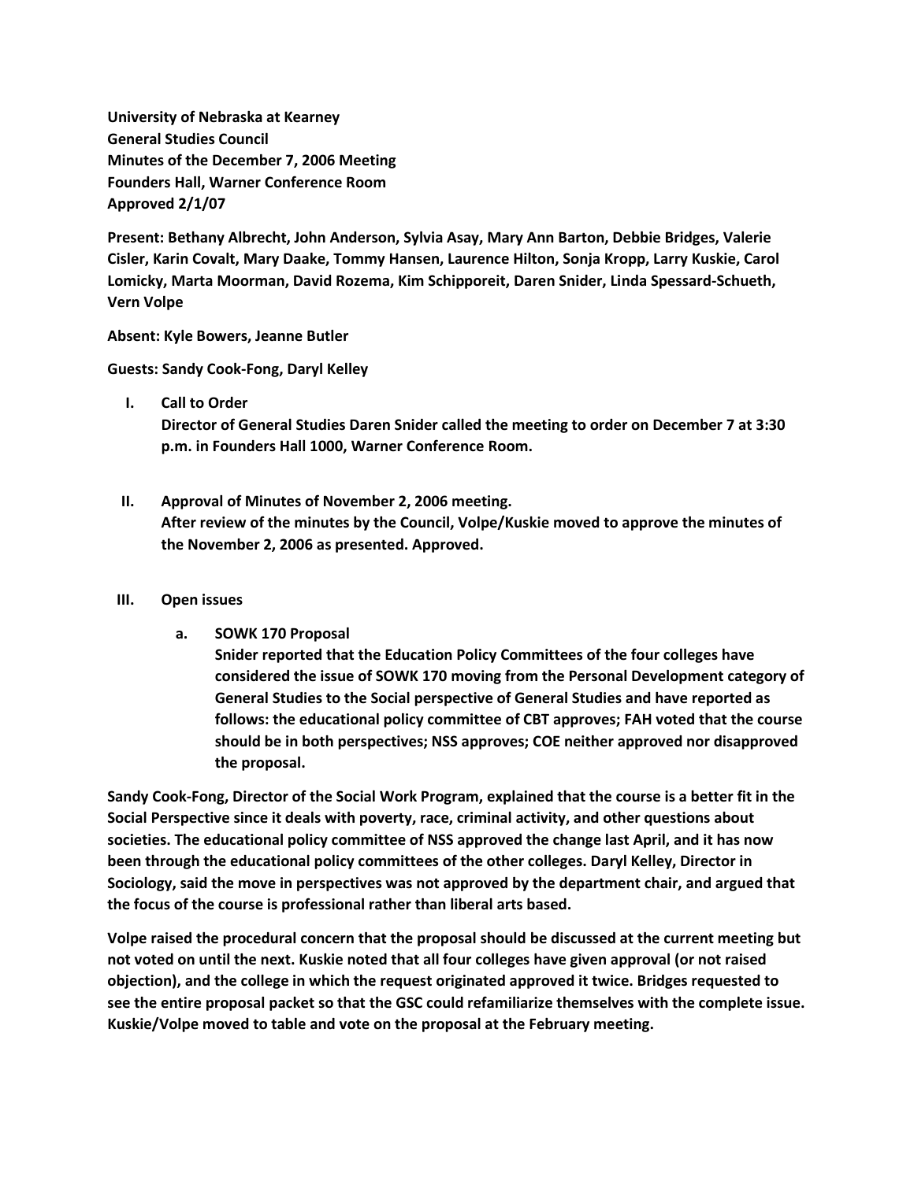**University of Nebraska at Kearney**
**General Studies Council**
**Minutes of the December 7, 2006 Meeting**
**Founders Hall, Warner Conference Room**
**Approved 2/1/07**

**Present: Bethany Albrecht, John Anderson, Sylvia Asay, Mary Ann Barton, Debbie Bridges, Valerie Cisler, Karin Covalt, Mary Daake, Tommy Hansen, Laurence Hilton, Sonja Kropp, Larry Kuskie, Carol Lomicky, Marta Moorman, David Rozema, Kim Schipporeit, Daren Snider, Linda Spessard-Schueth, Vern Volpe**

**Absent: Kyle Bowers, Jeanne Butler**

**Guests: Sandy Cook-Fong, Daryl Kelley**

I. **Call to Order**
   **Director of General Studies Daren Snider called the meeting to order on December 7 at 3:30 p.m. in Founders Hall 1000, Warner Conference Room.**

II. **Approval of Minutes of November 2, 2006 meeting.**
   **After review of the minutes by the Council, Volpe/Kuskie moved to approve the minutes of the November 2, 2006 as presented. Approved.**

III. **Open issues**

   a. **SOWK 170 Proposal**
      **Snider reported that the Education Policy Committees of the four colleges have considered the issue of SOWK 170 moving from the Personal Development category of General Studies to the Social perspective of General Studies and have reported as follows: the educational policy committee of CBT approves; FAH voted that the course should be in both perspectives; NSS approves; COE neither approved nor disapproved the proposal.**

**Sandy Cook-Fong, Director of the Social Work Program, explained that the course is a better fit in the Social Perspective since it deals with poverty, race, criminal activity, and other questions about societies. The educational policy committee of NSS approved the change last April, and it has now been through the educational policy committees of the other colleges. Daryl Kelley, Director in Sociology, said the move in perspectives was not approved by the department chair, and argued that the focus of the course is professional rather than liberal arts based.**

**Volpe raised the procedural concern that the proposal should be discussed at the current meeting but not voted on until the next. Kuskie noted that all four colleges have given approval (or not raised objection), and the college in which the request originated approved it twice. Bridges requested to see the entire proposal packet so that the GSC could refamiliarize themselves with the complete issue. Kuskie/Volpe moved to table and vote on the proposal at the February meeting.**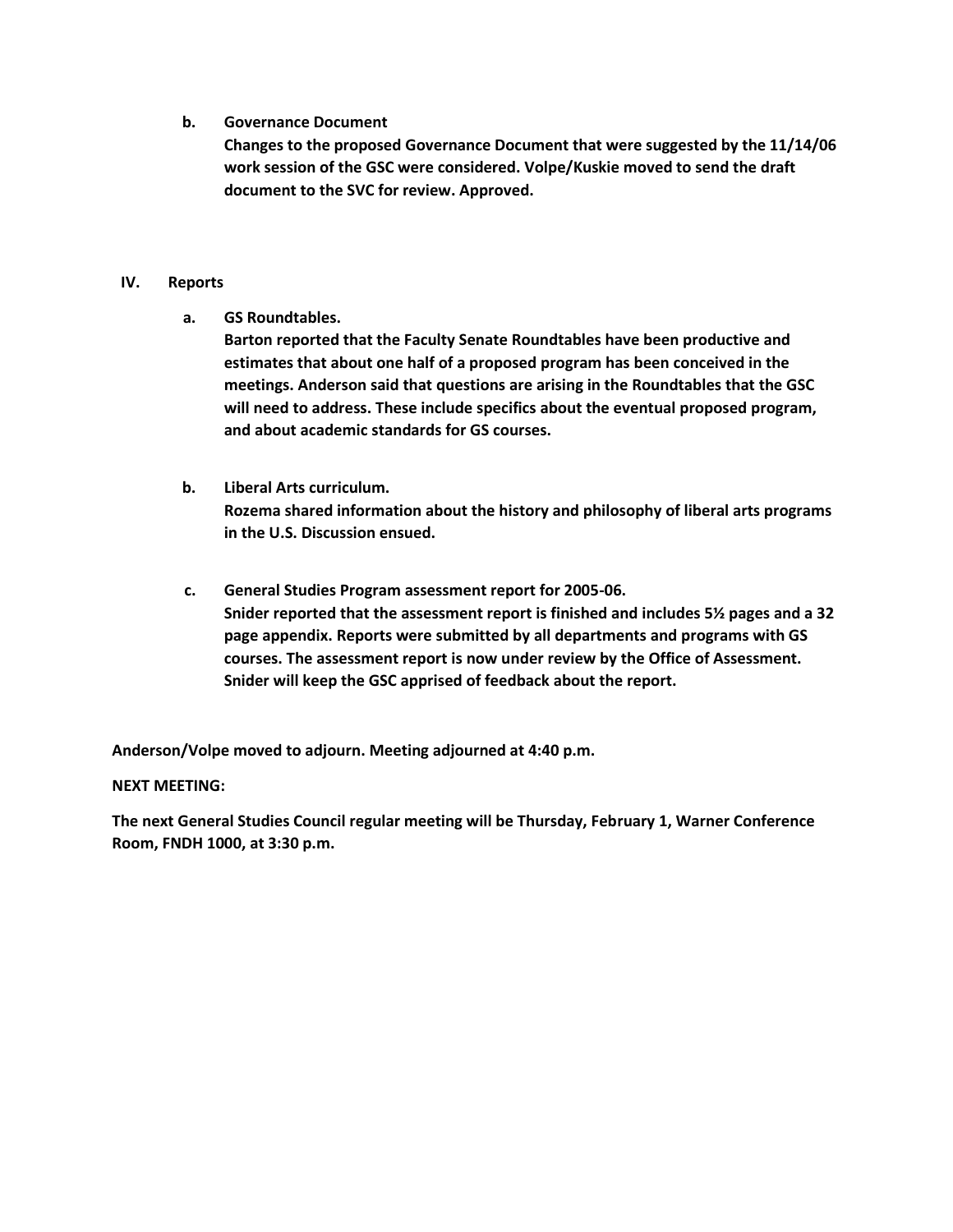**b. Governance Document**

**Changes to the proposed Governance Document that were suggested by the 11/14/06 work session of the GSC were considered. Volpe/Kuskie moved to send the draft document to the SVC for review. Approved.**

## IV. Reports

**a. GS Roundtables.**

**Barton reported that the Faculty Senate Roundtables have been productive and estimates that about one half of a proposed program has been conceived in the meetings. Anderson said that questions are arising in the Roundtables that the GSC will need to address. These include specifics about the eventual proposed program, and about academic standards for GS courses.**

**b. Liberal Arts curriculum.**

**Rozema shared information about the history and philosophy of liberal arts programs in the U.S. Discussion ensued.**

**c. General Studies Program assessment report for 2005-06.**

**Snider reported that the assessment report is finished and includes 5½ pages and a 32 page appendix. Reports were submitted by all departments and programs with GS courses. The assessment report is now under review by the Office of Assessment. Snider will keep the GSC apprised of feedback about the report.**

**Anderson/Volpe moved to adjourn. Meeting adjourned at 4:40 p.m.**

**NEXT MEETING:**

**The next General Studies Council regular meeting will be Thursday, February 1, Warner Conference Room, FNDH 1000, at 3:30 p.m.**